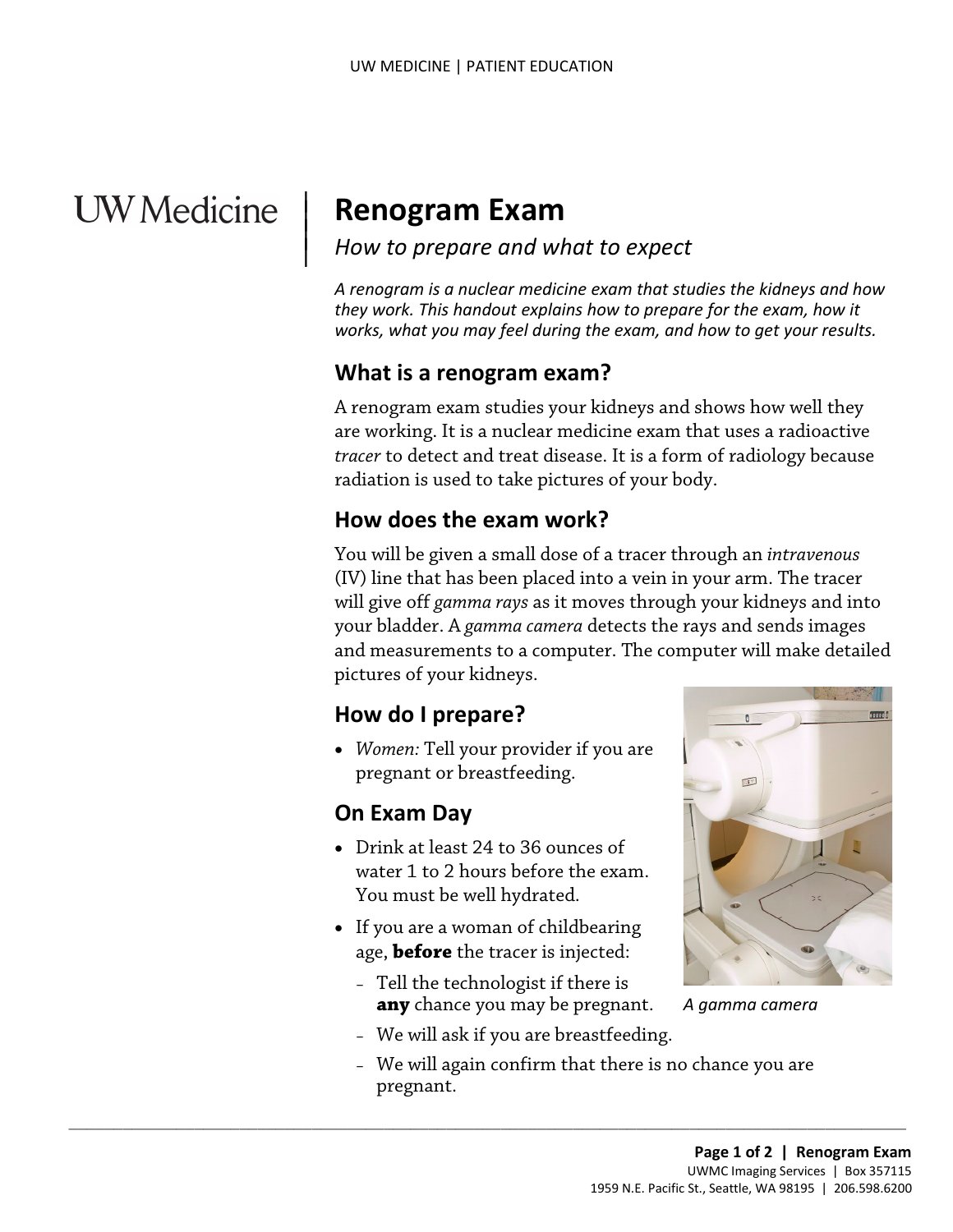UW Medicine

# Renogram Exam

*How to prepare and what to expect*

*A renogram is a nuclear medicine exam that studies the kidneys and how they work. This handout explains how to prepare for the exam, how it works, what you may feel during the exam, and how to get your results.*

## What is a renogram exam?

A renogram exam studies your kidneys and shows how well they are working. It is a nuclear medicine exam that uses a radioactive *tracer* to detect and treat disease. It is a form of radiology because radiation is used to take pictures of your body.

## How does the exam work?

You will be given a small dose of a tracer through an *intravenous* (IV) line that has been placed into a vein in your arm. The tracer will give off *gamma rays* as it moves through your kidneys and into your bladder. A *gamma camera* detects the rays and sends images and measurements to a computer. The computer will make detailed pictures of your kidneys.

## How do I prepare?

- *Women:* Tell your provider if you are pregnant or breastfeeding.

## On Exam Day

- Drink at least 24 to 36 ounces of water 1 to 2 hours before the exam. You must be well hydrated.
- If you are a woman of childbearing age, **before** the tracer is injected:
  - Tell the technologist if there is **any** chance you may be pregnant.
  - We will ask if you are breastfeeding.
  - We will again confirm that there is no chance you are pregnant.

*A gamma camera*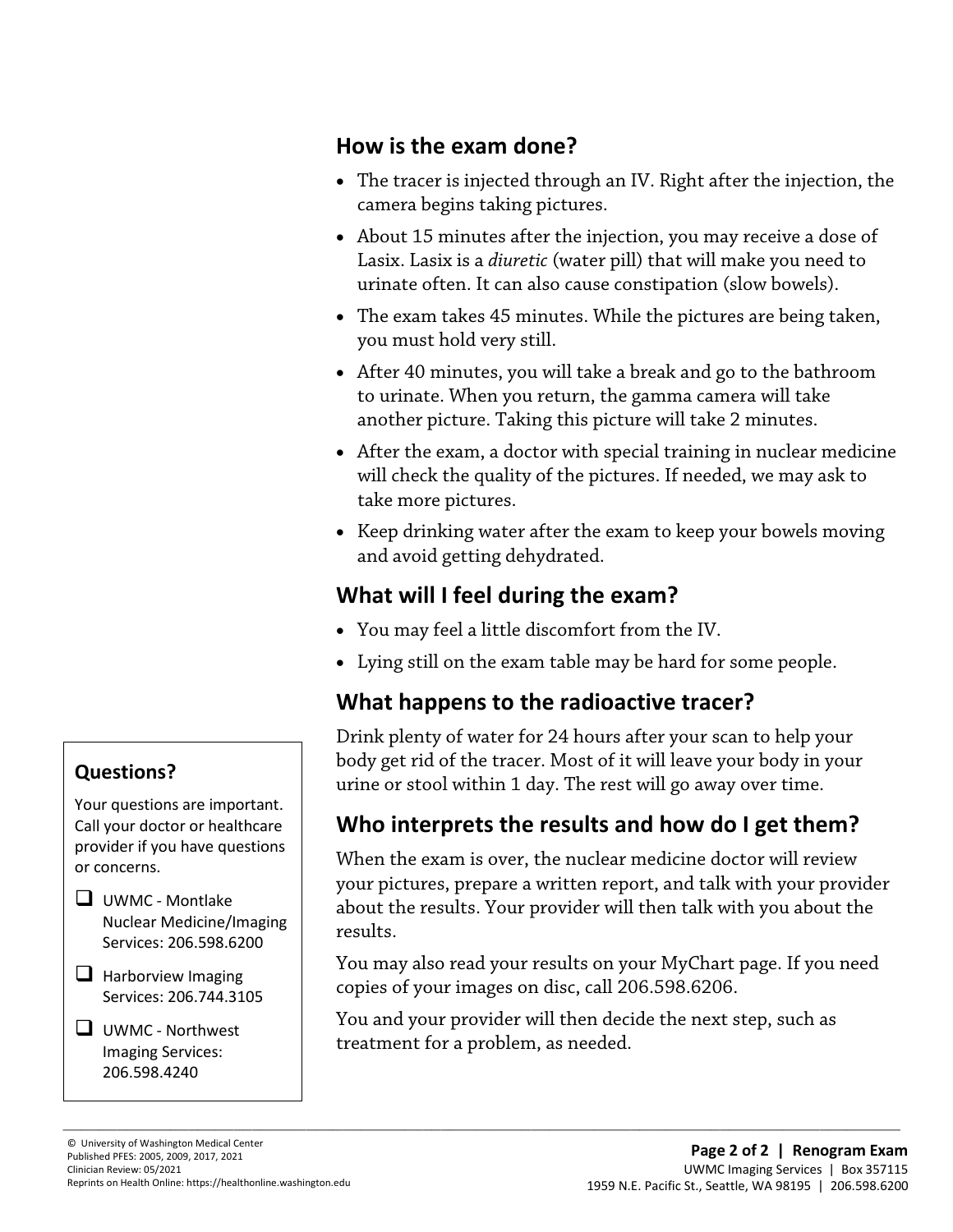## How is the exam done?

- The tracer is injected through an IV. Right after the injection, the camera begins taking pictures.
- About 15 minutes after the injection, you may receive a dose of Lasix. Lasix is a *diuretic* (water pill) that will make you need to urinate often. It can also cause constipation (slow bowels).
- The exam takes 45 minutes. While the pictures are being taken, you must hold very still.
- After 40 minutes, you will take a break and go to the bathroom to urinate. When you return, the gamma camera will take another picture. Taking this picture will take 2 minutes.
- After the exam, a doctor with special training in nuclear medicine will check the quality of the pictures. If needed, we may ask to take more pictures.
- Keep drinking water after the exam to keep your bowels moving and avoid getting dehydrated.

## What will I feel during the exam?

- You may feel a little discomfort from the IV.
- Lying still on the exam table may be hard for some people.

## What happens to the radioactive tracer?

Drink plenty of water for 24 hours after your scan to help your body get rid of the tracer. Most of it will leave your body in your urine or stool within 1 day. The rest will go away over time.

## Who interprets the results and how do I get them?

When the exam is over, the nuclear medicine doctor will review your pictures, prepare a written report, and talk with your provider about the results. Your provider will then talk with you about the results.

You may also read your results on your MyChart page. If you need copies of your images on disc, call 206.598.6206.

You and your provider will then decide the next step, such as treatment for a problem, as needed.

### Questions?

Your questions are important. Call your doctor or healthcare provider if you have questions or concerns.

- ❑ UWMC - Montlake Nuclear Medicine/Imaging Services: 206.598.6200
- ❑ Harborview Imaging Services: 206.744.3105
- ❑ UWMC - Northwest Imaging Services: 206.598.4240

© University of Washington Medical Center
Published PFES: 2005, 2009, 2017, 2021
Clinician Review: 05/2021
Reprints on Health Online: https://healthonline.washington.edu

UWMC Imaging Services | Box 357115
1959 N.E. Pacific St., Seattle, WA 98195 | 206.598.6200